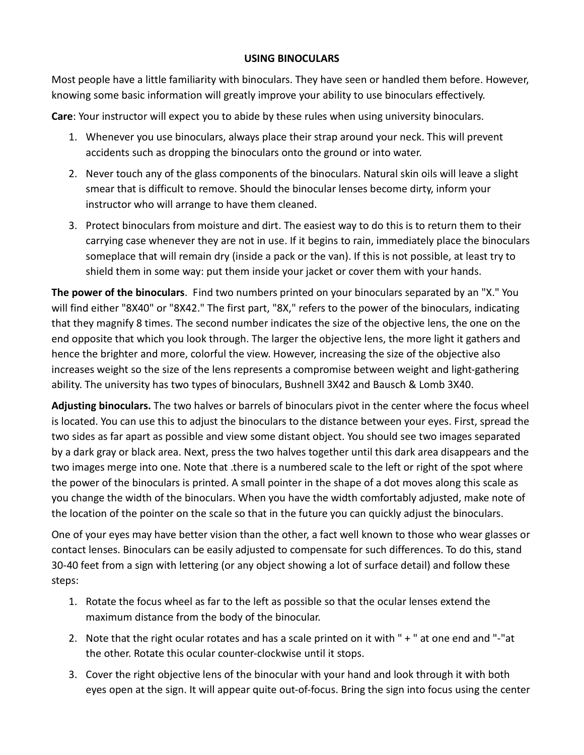# USING BINOCULARS

Most people have a little familiarity with binoculars. They have seen or handled them before. However, knowing some basic information will greatly improve your ability to use binoculars effectively.

**Care**: Your instructor will expect you to abide by these rules when using university binoculars.

1. Whenever you use binoculars, always place their strap around your neck. This will prevent accidents such as dropping the binoculars onto the ground or into water.
2. Never touch any of the glass components of the binoculars. Natural skin oils will leave a slight smear that is difficult to remove. Should the binocular lenses become dirty, inform your instructor who will arrange to have them cleaned.
3. Protect binoculars from moisture and dirt. The easiest way to do this is to return them to their carrying case whenever they are not in use. If it begins to rain, immediately place the binoculars someplace that will remain dry (inside a pack or the van). If this is not possible, at least try to shield them in some way: put them inside your jacket or cover them with your hands.

**The power of the binoculars**. Find two numbers printed on your binoculars separated by an "X." You will find either "8X40" or "8X42." The first part, "8X," refers to the power of the binoculars, indicating that they magnify 8 times. The second number indicates the size of the objective lens, the one on the end opposite that which you look through. The larger the objective lens, the more light it gathers and hence the brighter and more, colorful the view. However, increasing the size of the objective also increases weight so the size of the lens represents a compromise between weight and light-gathering ability. The university has two types of binoculars, Bushnell 3X42 and Bausch & Lomb 3X40.

**Adjusting binoculars.** The two halves or barrels of binoculars pivot in the center where the focus wheel is located. You can use this to adjust the binoculars to the distance between your eyes. First, spread the two sides as far apart as possible and view some distant object. You should see two images separated by a dark gray or black area. Next, press the two halves together until this dark area disappears and the two images merge into one. Note that .there is a numbered scale to the left or right of the spot where the power of the binoculars is printed. A small pointer in the shape of a dot moves along this scale as you change the width of the binoculars. When you have the width comfortably adjusted, make note of the location of the pointer on the scale so that in the future you can quickly adjust the binoculars.

One of your eyes may have better vision than the other, a fact well known to those who wear glasses or contact lenses. Binoculars can be easily adjusted to compensate for such differences. To do this, stand 30-40 feet from a sign with lettering (or any object showing a lot of surface detail) and follow these steps:

1. Rotate the focus wheel as far to the left as possible so that the ocular lenses extend the maximum distance from the body of the binocular.
2. Note that the right ocular rotates and has a scale printed on it with " + " at one end and "-"at the other. Rotate this ocular counter-clockwise until it stops.
3. Cover the right objective lens of the binocular with your hand and look through it with both eyes open at the sign. It will appear quite out-of-focus. Bring the sign into focus using the center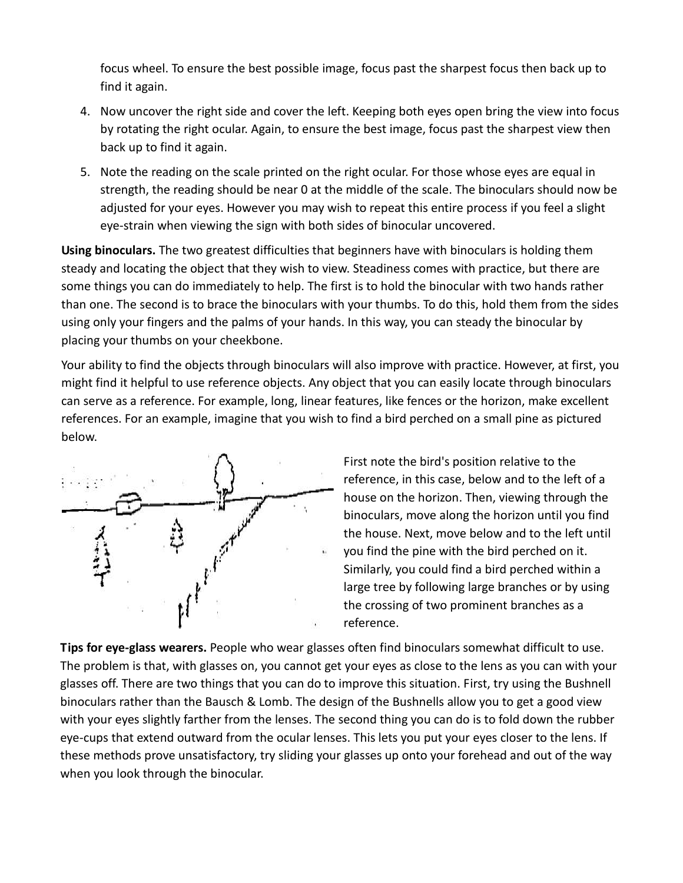focus wheel. To ensure the best possible image, focus past the sharpest focus then back up to find it again.

4. Now uncover the right side and cover the left. Keeping both eyes open bring the view into focus by rotating the right ocular. Again, to ensure the best image, focus past the sharpest view then back up to find it again.
5. Note the reading on the scale printed on the right ocular. For those whose eyes are equal in strength, the reading should be near 0 at the middle of the scale. The binoculars should now be adjusted for your eyes. However you may wish to repeat this entire process if you feel a slight eye-strain when viewing the sign with both sides of binocular uncovered.

**Using binoculars.** The two greatest difficulties that beginners have with binoculars is holding them steady and locating the object that they wish to view. Steadiness comes with practice, but there are some things you can do immediately to help. The first is to hold the binocular with two hands rather than one. The second is to brace the binoculars with your thumbs. To do this, hold them from the sides using only your fingers and the palms of your hands. In this way, you can steady the binocular by placing your thumbs on your cheekbone.

Your ability to find the objects through binoculars will also improve with practice. However, at first, you might find it helpful to use reference objects. Any object that you can easily locate through binoculars can serve as a reference. For example, long, linear features, like fences or the horizon, make excellent references. For an example, imagine that you wish to find a bird perched on a small pine as pictured below.

First note the bird's position relative to the reference, in this case, below and to the left of a house on the horizon. Then, viewing through the binoculars, move along the horizon until you find the house. Next, move below and to the left until you find the pine with the bird perched on it. Similarly, you could find a bird perched within a large tree by following large branches or by using the crossing of two prominent branches as a reference.

**Tips for eye-glass wearers.** People who wear glasses often find binoculars somewhat difficult to use. The problem is that, with glasses on, you cannot get your eyes as close to the lens as you can with your glasses off. There are two things that you can do to improve this situation. First, try using the Bushnell binoculars rather than the Bausch & Lomb. The design of the Bushnells allow you to get a good view with your eyes slightly farther from the lenses. The second thing you can do is to fold down the rubber eye-cups that extend outward from the ocular lenses. This lets you put your eyes closer to the lens. If these methods prove unsatisfactory, try sliding your glasses up onto your forehead and out of the way when you look through the binocular.